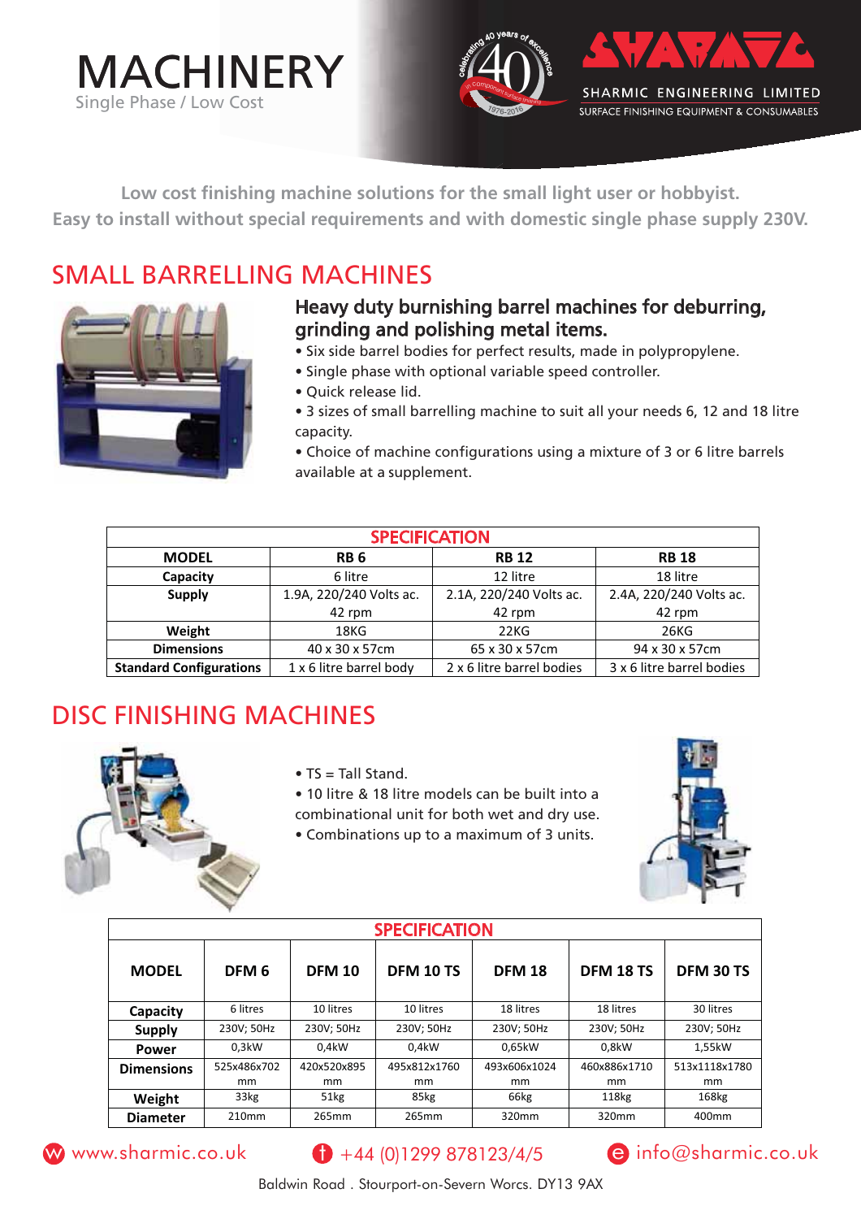# MACHINERY

Single Phase / Low Cost

SHARMIC ENGINEERING LIMITED

SURFACE FINISHING EQUIPMENT & CONSUMABLES

**Low cost finishing machine solutions for the small light user or hobbyist.**
**Easy to install without special requirements and with domestic single phase supply 230V.**

## SMALL BARRELLING MACHINES

### Heavy duty burnishing barrel machines for deburring, grinding and polishing metal items.

- Six side barrel bodies for perfect results, made in polypropylene.
- Single phase with optional variable speed controller.
- Quick release lid.
- 3 sizes of small barrelling machine to suit all your needs 6, 12 and 18 litre capacity.
- Choice of machine configurations using a mixture of 3 or 6 litre barrels available at a supplement.

| SPECIFICATION | | | |
|---|---|---|---|
| **MODEL** | **RB 6** | **RB 12** | **RB 18** |
| **Capacity** | 6 litre | 12 litre | 18 litre |
| **Supply** | 1.9A, 220/240 Volts ac. 42 rpm | 2.1A, 220/240 Volts ac. 42 rpm | 2.4A, 220/240 Volts ac. 42 rpm |
| **Weight** | 18KG | 22KG | 26KG |
| **Dimensions** | 40 x 30 x 57cm | 65 x 30 x 57cm | 94 x 30 x 57cm |
| **Standard Configurations** | 1 x 6 litre barrel body | 2 x 6 litre barrel bodies | 3 x 6 litre barrel bodies |

## DISC FINISHING MACHINES

- TS = Tall Stand.
- 10 litre & 18 litre models can be built into a combinational unit for both wet and dry use.
- Combinations up to a maximum of 3 units.

| SPECIFICATION | | | | | | |
|---|---|---|---|---|---|---|
| **MODEL** | **DFM 6** | **DFM 10** | **DFM 10 TS** | **DFM 18** | **DFM 18 TS** | **DFM 30 TS** |
| **Capacity** | 6 litres | 10 litres | 10 litres | 18 litres | 18 litres | 30 litres |
| **Supply** | 230V; 50Hz | 230V; 50Hz | 230V; 50Hz | 230V; 50Hz | 230V; 50Hz | 230V; 50Hz |
| **Power** | 0,3kW | 0,4kW | 0,4kW | 0,65kW | 0,8kW | 1,55kW |
| **Dimensions** | 525x486x702 mm | 420x520x895 mm | 495x812x1760 mm | 493x606x1024 mm | 460x886x1710 mm | 513x1118x1780 mm |
| **Weight** | 33kg | 51kg | 85kg | 66kg | 118kg | 168kg |
| **Diameter** | 210mm | 265mm | 265mm | 320mm | 320mm | 400mm |

www.sharmic.co.uk    +44 (0)1299 878123/4/5    info@sharmic.co.uk

Baldwin Road . Stourport-on-Severn Worcs. DY13 9AX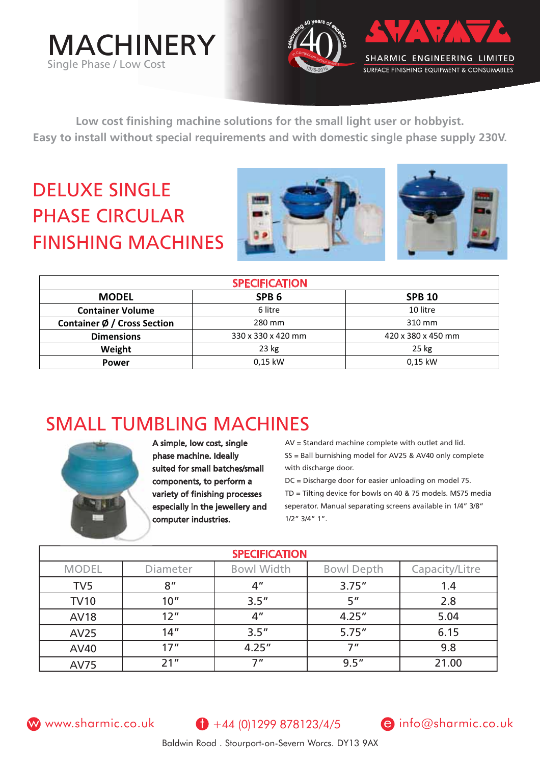# MACHINERY

Single Phase / Low Cost

SHARMIC ENGINEERING LIMITED
SURFACE FINISHING EQUIPMENT & CONSUMABLES

Low cost finishing machine solutions for the small light user or hobbyist.
Easy to install without special requirements and with domestic single phase supply 230V.

## DELUXE SINGLE PHASE CIRCULAR FINISHING MACHINES

| SPECIFICATION | | |
|---|---|---|
| **MODEL** | **SPB 6** | **SPB 10** |
| **Container Volume** | 6 litre | 10 litre |
| **Container Ø / Cross Section** | 280 mm | 310 mm |
| **Dimensions** | 330 x 330 x 420 mm | 420 x 380 x 450 mm |
| **Weight** | 23 kg | 25 kg |
| **Power** | 0,15 kW | 0,15 kW |

## SMALL TUMBLING MACHINES

**A simple, low cost, single phase machine. Ideally suited for small batches/small components, to perform a variety of finishing processes especially in the jewellery and computer industries.**

AV = Standard machine complete with outlet and lid.
SS = Ball burnishing model for AV25 & AV40 only complete with discharge door.
DC = Discharge door for easier unloading on model 75.
TD = Tilting device for bowls on 40 & 75 models. MS75 media seperator. Manual separating screens available in 1/4" 3/8" 1/2" 3/4" 1".

| SPECIFICATION | | | | |
|---|---|---|---|---|
| MODEL | Diameter | Bowl Width | Bowl Depth | Capacity/Litre |
| TV5 | 8" | 4" | 3.75" | 1.4 |
| TV10 | 10" | 3.5" | 5" | 2.8 |
| AV18 | 12" | 4" | 4.25" | 5.04 |
| AV25 | 14" | 3.5" | 5.75" | 6.15 |
| AV40 | 17" | 4.25" | 7" | 9.8 |
| AV75 | 21" | 7" | 9.5" | 21.00 |

www.sharmic.co.uk | +44 (0)1299 878123/4/5 | info@sharmic.co.uk

Baldwin Road . Stourport-on-Severn Worcs. DY13 9AX